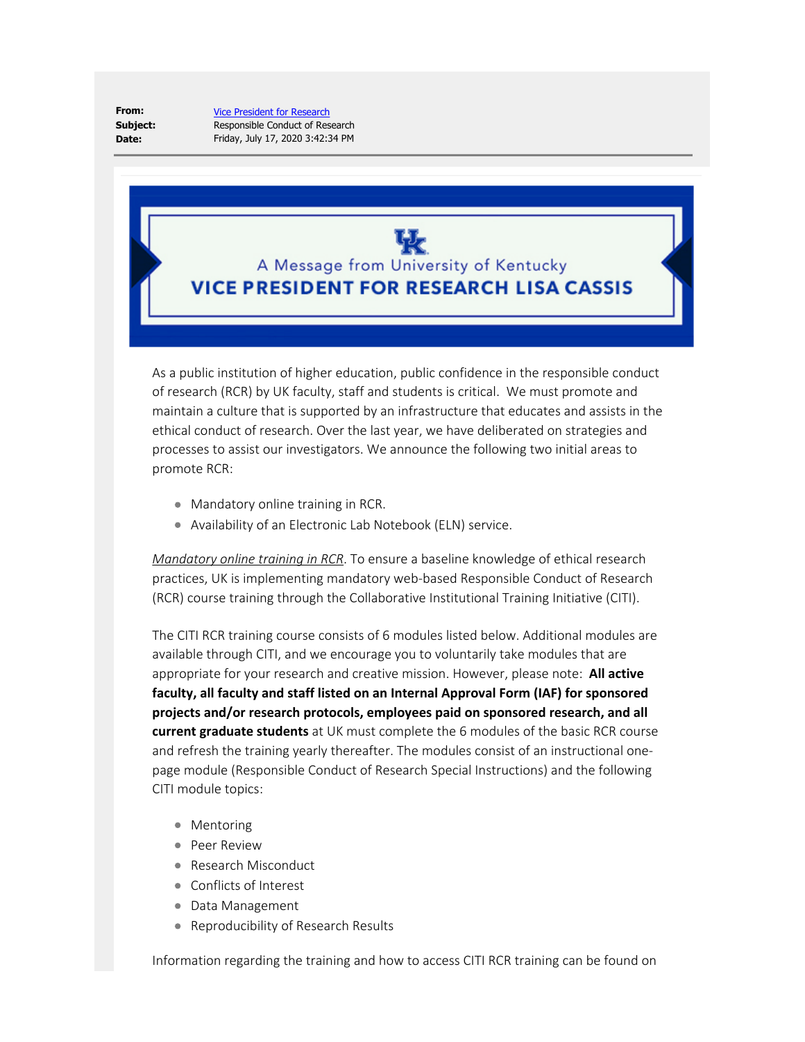**From:** Vice President for Research
**Subject:** Responsible Conduct of Research
**Date:** Friday, July 17, 2020 3:42:34 PM

---

UK

A Message from University of Kentucky

**VICE PRESIDENT FOR RESEARCH LISA CASSIS**

As a public institution of higher education, public confidence in the responsible conduct of research (RCR) by UK faculty, staff and students is critical. We must promote and maintain a culture that is supported by an infrastructure that educates and assists in the ethical conduct of research. Over the last year, we have deliberated on strategies and processes to assist our investigators. We announce the following two initial areas to promote RCR:

- Mandatory online training in RCR.
- Availability of an Electronic Lab Notebook (ELN) service.

*Mandatory online training in RCR*. To ensure a baseline knowledge of ethical research practices, UK is implementing mandatory web-based Responsible Conduct of Research (RCR) course training through the Collaborative Institutional Training Initiative (CITI).

The CITI RCR training course consists of 6 modules listed below. Additional modules are available through CITI, and we encourage you to voluntarily take modules that are appropriate for your research and creative mission. However, please note: **All active faculty, all faculty and staff listed on an Internal Approval Form (IAF) for sponsored projects and/or research protocols, employees paid on sponsored research, and all current graduate students** at UK must complete the 6 modules of the basic RCR course and refresh the training yearly thereafter. The modules consist of an instructional one-page module (Responsible Conduct of Research Special Instructions) and the following CITI module topics:

- Mentoring
- Peer Review
- Research Misconduct
- Conflicts of Interest
- Data Management
- Reproducibility of Research Results

Information regarding the training and how to access CITI RCR training can be found on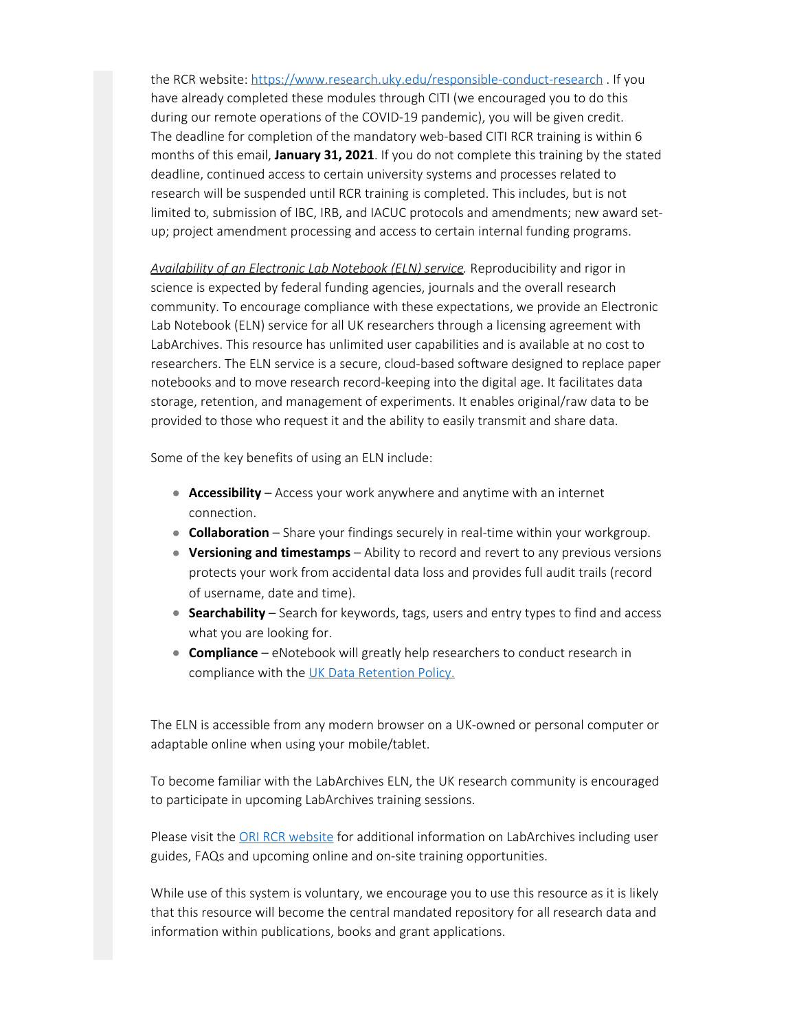the RCR website: [https://www.research.uky.edu/responsible-conduct-research](https://www.research.uky.edu/responsible-conduct-research) . If you have already completed these modules through CITI (we encouraged you to do this during our remote operations of the COVID-19 pandemic), you will be given credit. The deadline for completion of the mandatory web-based CITI RCR training is within 6 months of this email, **January 31, 2021**. If you do not complete this training by the stated deadline, continued access to certain university systems and processes related to research will be suspended until RCR training is completed. This includes, but is not limited to, submission of IBC, IRB, and IACUC protocols and amendments; new award set-up; project amendment processing and access to certain internal funding programs.

*Availability of an Electronic Lab Notebook (ELN) service.* Reproducibility and rigor in science is expected by federal funding agencies, journals and the overall research community. To encourage compliance with these expectations, we provide an Electronic Lab Notebook (ELN) service for all UK researchers through a licensing agreement with LabArchives. This resource has unlimited user capabilities and is available at no cost to researchers. The ELN service is a secure, cloud-based software designed to replace paper notebooks and to move research record-keeping into the digital age. It facilitates data storage, retention, and management of experiments. It enables original/raw data to be provided to those who request it and the ability to easily transmit and share data.

Some of the key benefits of using an ELN include:

- **Accessibility** – Access your work anywhere and anytime with an internet connection.
- **Collaboration** – Share your findings securely in real-time within your workgroup.
- **Versioning and timestamps** – Ability to record and revert to any previous versions protects your work from accidental data loss and provides full audit trails (record of username, date and time).
- **Searchability** – Search for keywords, tags, users and entry types to find and access what you are looking for.
- **Compliance** – eNotebook will greatly help researchers to conduct research in compliance with the UK Data Retention Policy.

The ELN is accessible from any modern browser on a UK-owned or personal computer or adaptable online when using your mobile/tablet.

To become familiar with the LabArchives ELN, the UK research community is encouraged to participate in upcoming LabArchives training sessions.

Please visit the ORI RCR website for additional information on LabArchives including user guides, FAQs and upcoming online and on-site training opportunities.

While use of this system is voluntary, we encourage you to use this resource as it is likely that this resource will become the central mandated repository for all research data and information within publications, books and grant applications.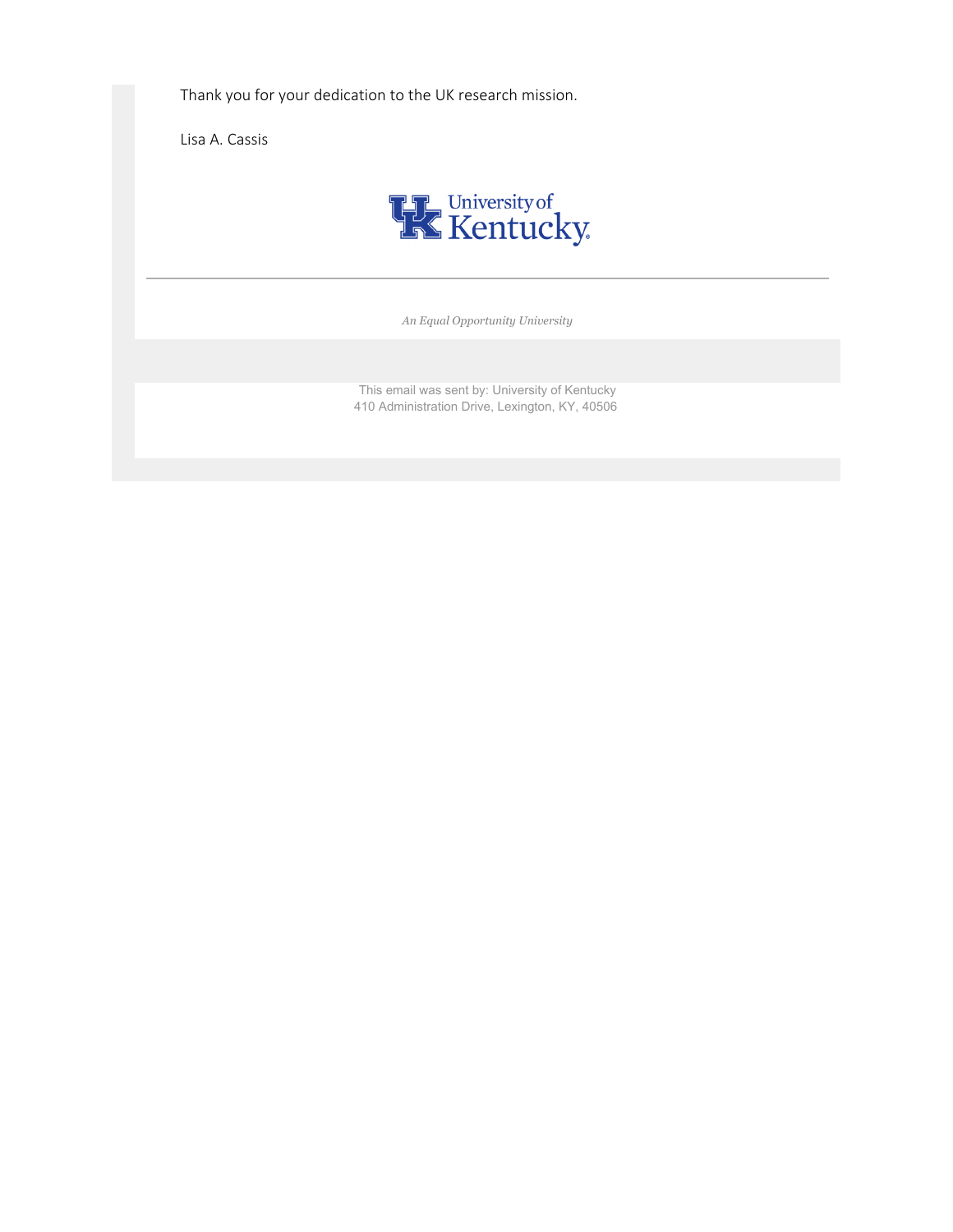Thank you for your dedication to the UK research mission.

Lisa A. Cassis

University of Kentucky

---

*An Equal Opportunity University*

This email was sent by: University of Kentucky
410 Administration Drive, Lexington, KY, 40506